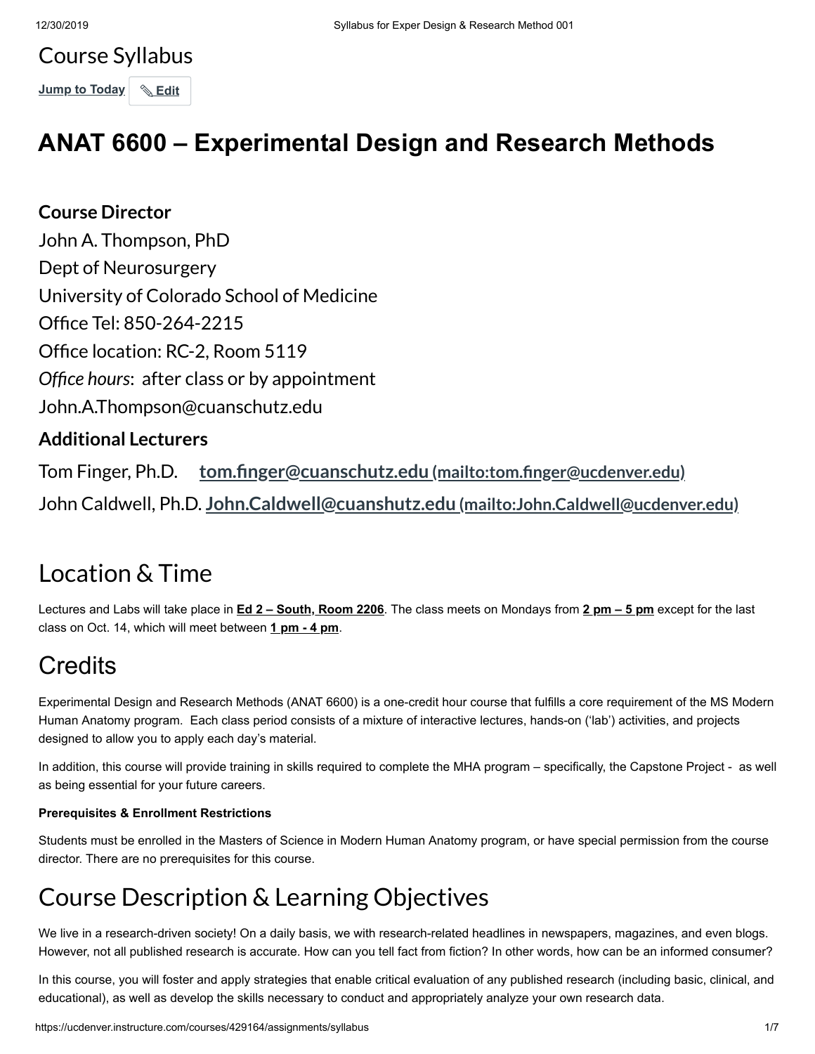# Course Syllabus

Jump to Today | Edit

# ANAT 6600 – Experimental Design and Research Methods

**Course Director**

John A. Thompson, PhD
Dept of Neurosurgery
University of Colorado School of Medicine
Office Tel: 850-264-2215
Office location: RC-2, Room 5119
*Office hours*: after class or by appointment
John.A.Thompson@cuanschutz.edu

**Additional Lecturers**

Tom Finger, Ph.D. **tom.finger@cuanschutz.edu (mailto:tom.finger@ucdenver.edu)**

John Caldwell, Ph.D. **John.Caldwell@cuanshutz.edu (mailto:John.Caldwell@ucdenver.edu)**

## Location & Time

Lectures and Labs will take place in **Ed 2 – South, Room 2206**. The class meets on Mondays from **2 pm – 5 pm** except for the last class on Oct. 14, which will meet between **1 pm - 4 pm**.

## Credits

Experimental Design and Research Methods (ANAT 6600) is a one-credit hour course that fulfills a core requirement of the MS Modern Human Anatomy program. Each class period consists of a mixture of interactive lectures, hands-on ('lab') activities, and projects designed to allow you to apply each day's material.

In addition, this course will provide training in skills required to complete the MHA program – specifically, the Capstone Project - as well as being essential for your future careers.

#### Prerequisites & Enrollment Restrictions

Students must be enrolled in the Masters of Science in Modern Human Anatomy program, or have special permission from the course director. There are no prerequisites for this course.

## Course Description & Learning Objectives

We live in a research-driven society! On a daily basis, we with research-related headlines in newspapers, magazines, and even blogs. However, not all published research is accurate. How can you tell fact from fiction? In other words, how can be an informed consumer?

In this course, you will foster and apply strategies that enable critical evaluation of any published research (including basic, clinical, and educational), as well as develop the skills necessary to conduct and appropriately analyze your own research data.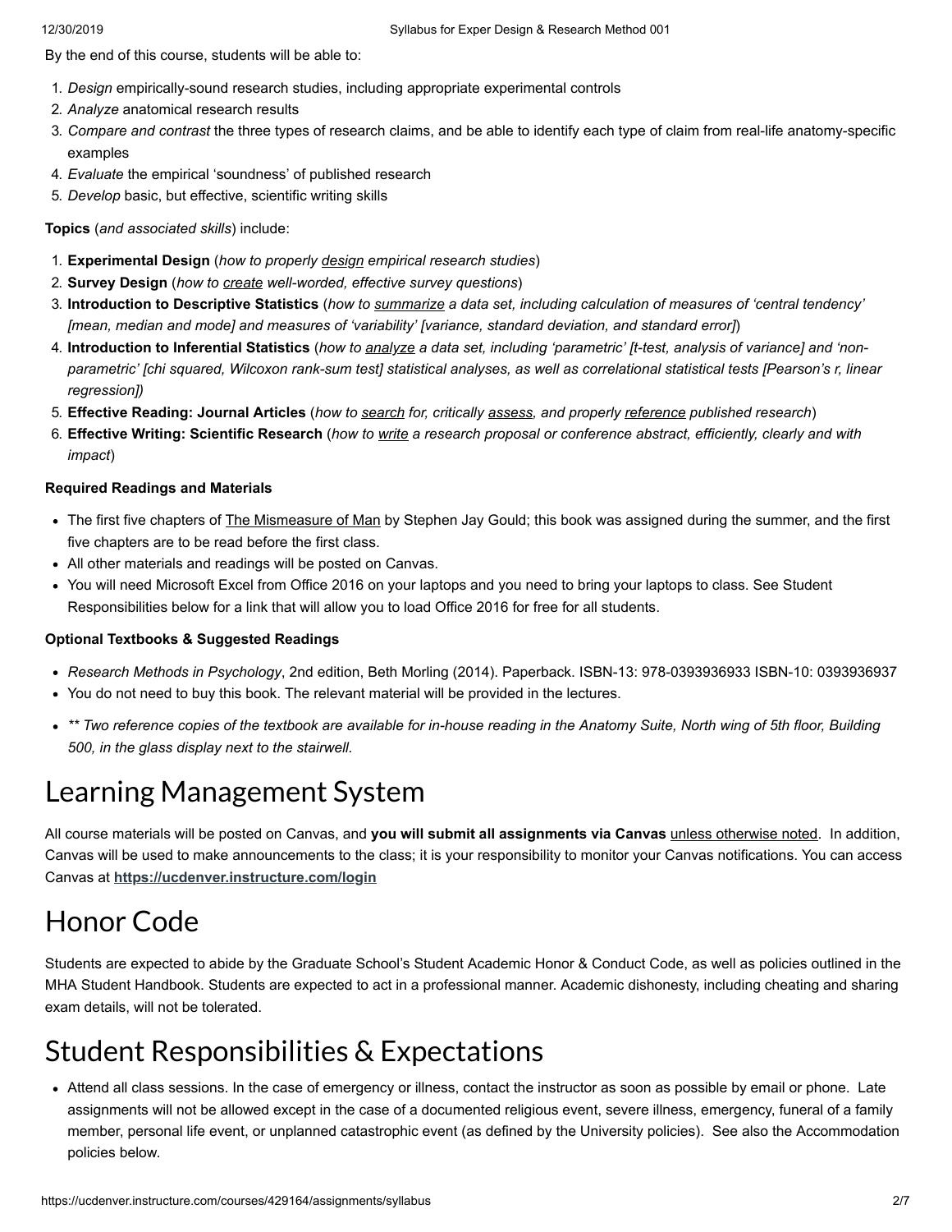By the end of this course, students will be able to:

1. *Design* empirically-sound research studies, including appropriate experimental controls
2. *Analyze* anatomical research results
3. *Compare and contrast* the three types of research claims, and be able to identify each type of claim from real-life anatomy-specific examples
4. *Evaluate* the empirical 'soundness' of published research
5. *Develop* basic, but effective, scientific writing skills

**Topics** (*and associated skills*) include:

1. **Experimental Design** (*how to properly design empirical research studies*)
2. **Survey Design** (*how to create well-worded, effective survey questions*)
3. **Introduction to Descriptive Statistics** (*how to summarize a data set, including calculation of measures of 'central tendency' [mean, median and mode] and measures of 'variability' [variance, standard deviation, and standard error]*)
4. **Introduction to Inferential Statistics** (*how to analyze a data set, including 'parametric' [t-test, analysis of variance] and 'non-parametric' [chi squared, Wilcoxon rank-sum test] statistical analyses, as well as correlational statistical tests [Pearson's r, linear regression]*)
5. **Effective Reading: Journal Articles** (*how to search for, critically assess, and properly reference published research*)
6. **Effective Writing: Scientific Research** (*how to write a research proposal or conference abstract, efficiently, clearly and with impact*)

**Required Readings and Materials**

- The first five chapters of The Mismeasure of Man by Stephen Jay Gould; this book was assigned during the summer, and the first five chapters are to be read before the first class.
- All other materials and readings will be posted on Canvas.
- You will need Microsoft Excel from Office 2016 on your laptops and you need to bring your laptops to class. See Student Responsibilities below for a link that will allow you to load Office 2016 for free for all students.

**Optional Textbooks & Suggested Readings**

- *Research Methods in Psychology*, 2nd edition, Beth Morling (2014). Paperback. ISBN-13: 978-0393936933 ISBN-10: 0393936937
- You do not need to buy this book. The relevant material will be provided in the lectures.
- *** Two reference copies of the textbook are available for in-house reading in the Anatomy Suite, North wing of 5th floor, Building 500, in the glass display next to the stairwell.*

# Learning Management System

All course materials will be posted on Canvas, and **you will submit all assignments via Canvas** unless otherwise noted. In addition, Canvas will be used to make announcements to the class; it is your responsibility to monitor your Canvas notifications. You can access Canvas at **https://ucdenver.instructure.com/login**

# Honor Code

Students are expected to abide by the Graduate School's Student Academic Honor & Conduct Code, as well as policies outlined in the MHA Student Handbook. Students are expected to act in a professional manner. Academic dishonesty, including cheating and sharing exam details, will not be tolerated.

# Student Responsibilities & Expectations

- Attend all class sessions. In the case of emergency or illness, contact the instructor as soon as possible by email or phone. Late assignments will not be allowed except in the case of a documented religious event, severe illness, emergency, funeral of a family member, personal life event, or unplanned catastrophic event (as defined by the University policies). See also the Accommodation policies below.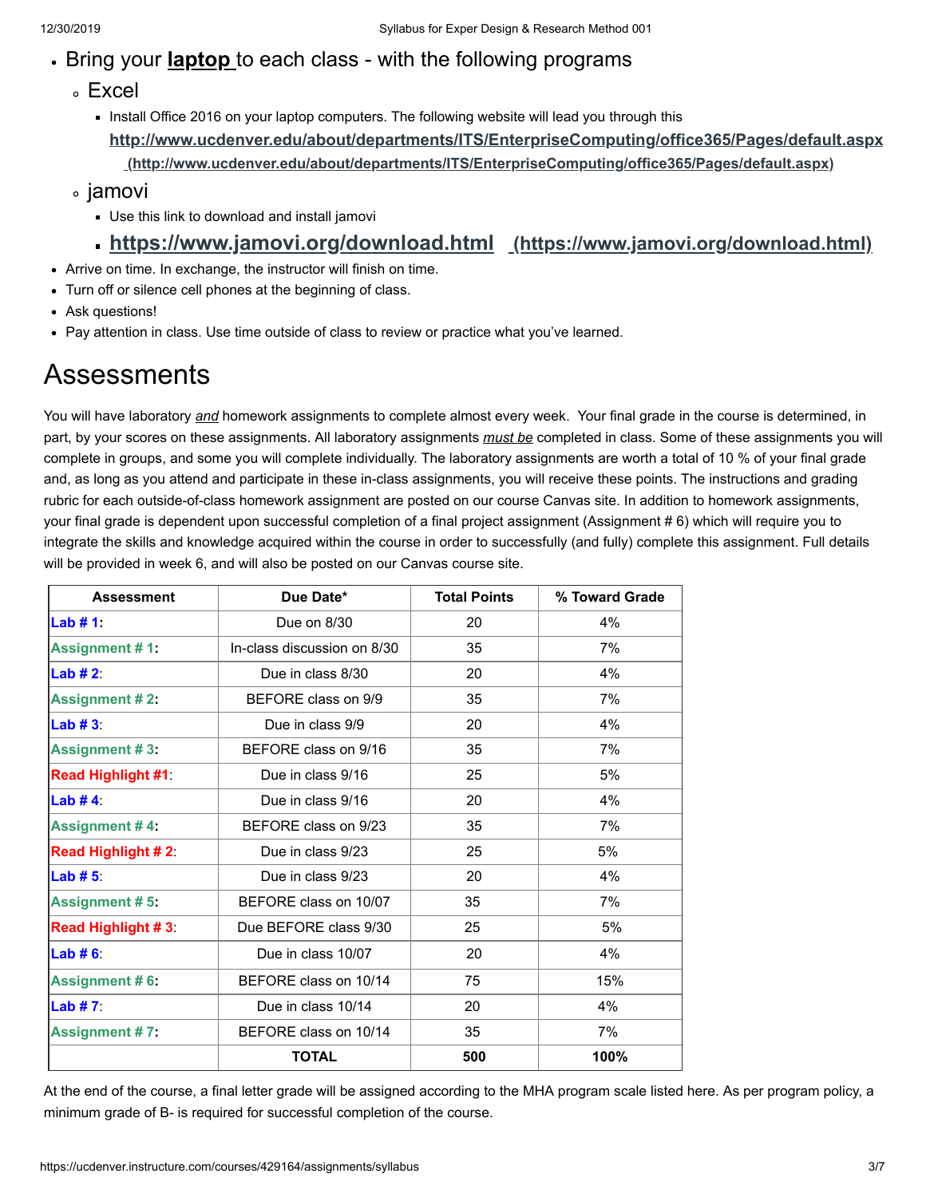- Bring your **laptop** to each class - with the following programs
  - Excel
    - Install Office 2016 on your laptop computers. The following website will lead you through this
      **http://www.ucdenver.edu/about/departments/ITS/EnterpriseComputing/office365/Pages/default.aspx** **(http://www.ucdenver.edu/about/departments/ITS/EnterpriseComputing/office365/Pages/default.aspx)**
  - jamovi
    - Use this link to download and install jamovi
    - **https://www.jamovi.org/download.html** **(https://www.jamovi.org/download.html)**
- Arrive on time. In exchange, the instructor will finish on time.
- Turn off or silence cell phones at the beginning of class.
- Ask questions!
- Pay attention in class. Use time outside of class to review or practice what you've learned.

# Assessments

You will have laboratory *and* homework assignments to complete almost every week. Your final grade in the course is determined, in part, by your scores on these assignments. All laboratory assignments *must be* completed in class. Some of these assignments you will complete in groups, and some you will complete individually. The laboratory assignments are worth a total of 10 % of your final grade and, as long as you attend and participate in these in-class assignments, you will receive these points. The instructions and grading rubric for each outside-of-class homework assignment are posted on our course Canvas site. In addition to homework assignments, your final grade is dependent upon successful completion of a final project assignment (Assignment # 6) which will require you to integrate the skills and knowledge acquired within the course in order to successfully (and fully) complete this assignment. Full details will be provided in week 6, and will also be posted on our Canvas course site.

| Assessment | Due Date* | Total Points | % Toward Grade |
|---|---|---|---|
| **Lab # 1:** | Due on 8/30 | 20 | 4% |
| **Assignment # 1:** | In-class discussion on 8/30 | 35 | 7% |
| **Lab # 2**: | Due in class 8/30 | 20 | 4% |
| **Assignment # 2:** | BEFORE class on 9/9 | 35 | 7% |
| **Lab # 3**: | Due in class 9/9 | 20 | 4% |
| **Assignment # 3:** | BEFORE class on 9/16 | 35 | 7% |
| **Read Highlight #1**: | Due in class 9/16 | 25 | 5% |
| **Lab # 4**: | Due in class 9/16 | 20 | 4% |
| **Assignment # 4:** | BEFORE class on 9/23 | 35 | 7% |
| **Read Highlight # 2**: | Due in class 9/23 | 25 | 5% |
| **Lab # 5**: | Due in class 9/23 | 20 | 4% |
| **Assignment # 5:** | BEFORE class on 10/07 | 35 | 7% |
| **Read Highlight # 3**: | Due BEFORE class 9/30 | 25 | 5% |
| **Lab # 6**: | Due in class 10/07 | 20 | 4% |
| **Assignment # 6:** | BEFORE class on 10/14 | 75 | 15% |
| **Lab # 7**: | Due in class 10/14 | 20 | 4% |
| **Assignment # 7:** | BEFORE class on 10/14 | 35 | 7% |
| | **TOTAL** | **500** | **100%** |

At the end of the course, a final letter grade will be assigned according to the MHA program scale listed here. As per program policy, a minimum grade of B- is required for successful completion of the course.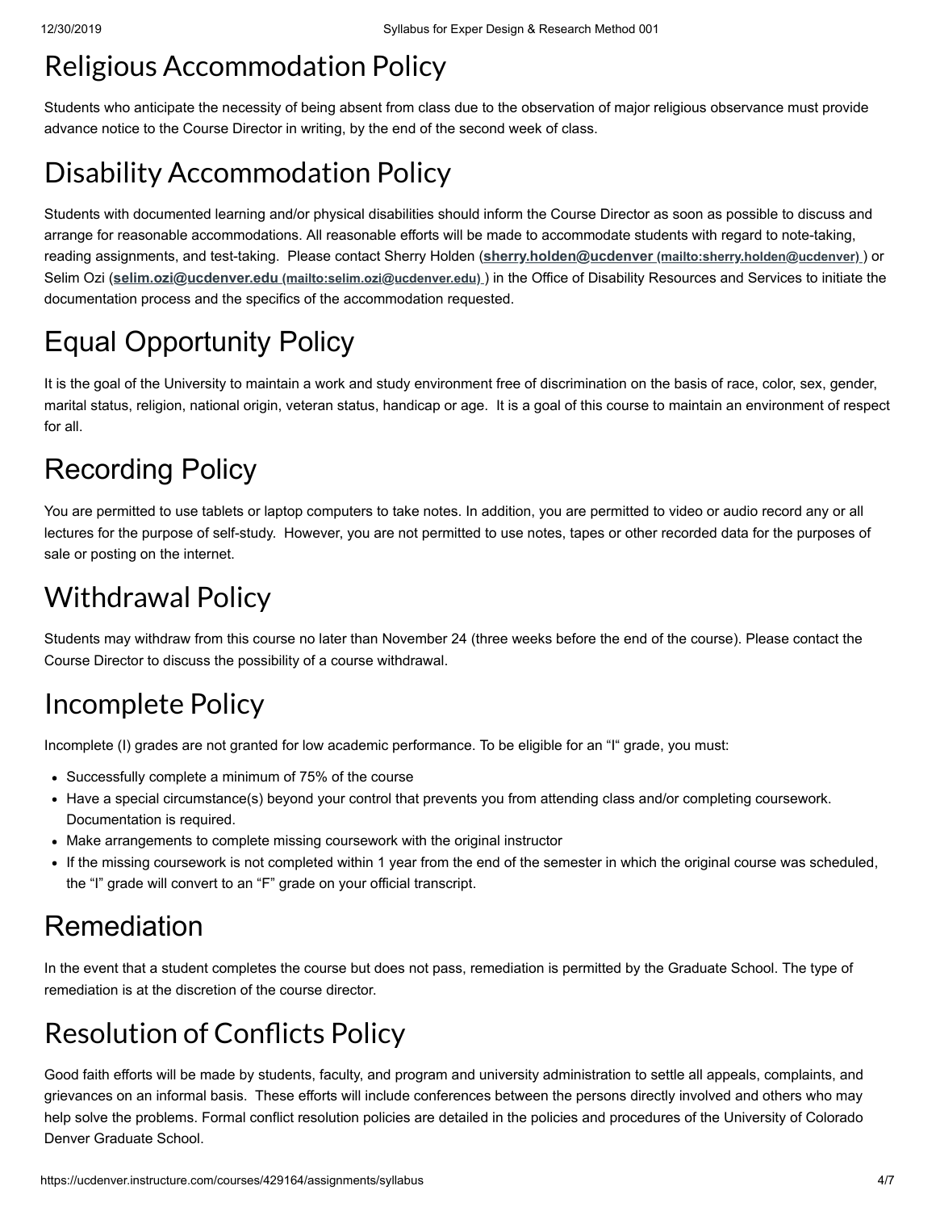# Religious Accommodation Policy

Students who anticipate the necessity of being absent from class due to the observation of major religious observance must provide advance notice to the Course Director in writing, by the end of the second week of class.

# Disability Accommodation Policy

Students with documented learning and/or physical disabilities should inform the Course Director as soon as possible to discuss and arrange for reasonable accommodations. All reasonable efforts will be made to accommodate students with regard to note-taking, reading assignments, and test-taking. Please contact Sherry Holden (**sherry.holden@ucdenver** (mailto:sherry.holden@ucdenver) ) or Selim Ozi (**selim.ozi@ucdenver.edu** (mailto:selim.ozi@ucdenver.edu) ) in the Office of Disability Resources and Services to initiate the documentation process and the specifics of the accommodation requested.

# Equal Opportunity Policy

It is the goal of the University to maintain a work and study environment free of discrimination on the basis of race, color, sex, gender, marital status, religion, national origin, veteran status, handicap or age. It is a goal of this course to maintain an environment of respect for all.

# Recording Policy

You are permitted to use tablets or laptop computers to take notes. In addition, you are permitted to video or audio record any or all lectures for the purpose of self-study. However, you are not permitted to use notes, tapes or other recorded data for the purposes of sale or posting on the internet.

# Withdrawal Policy

Students may withdraw from this course no later than November 24 (three weeks before the end of the course). Please contact the Course Director to discuss the possibility of a course withdrawal.

# Incomplete Policy

Incomplete (I) grades are not granted for low academic performance. To be eligible for an "I" grade, you must:

- Successfully complete a minimum of 75% of the course
- Have a special circumstance(s) beyond your control that prevents you from attending class and/or completing coursework. Documentation is required.
- Make arrangements to complete missing coursework with the original instructor
- If the missing coursework is not completed within 1 year from the end of the semester in which the original course was scheduled, the "I" grade will convert to an "F" grade on your official transcript.

# Remediation

In the event that a student completes the course but does not pass, remediation is permitted by the Graduate School. The type of remediation is at the discretion of the course director.

# Resolution of Conflicts Policy

Good faith efforts will be made by students, faculty, and program and university administration to settle all appeals, complaints, and grievances on an informal basis. These efforts will include conferences between the persons directly involved and others who may help solve the problems. Formal conflict resolution policies are detailed in the policies and procedures of the University of Colorado Denver Graduate School.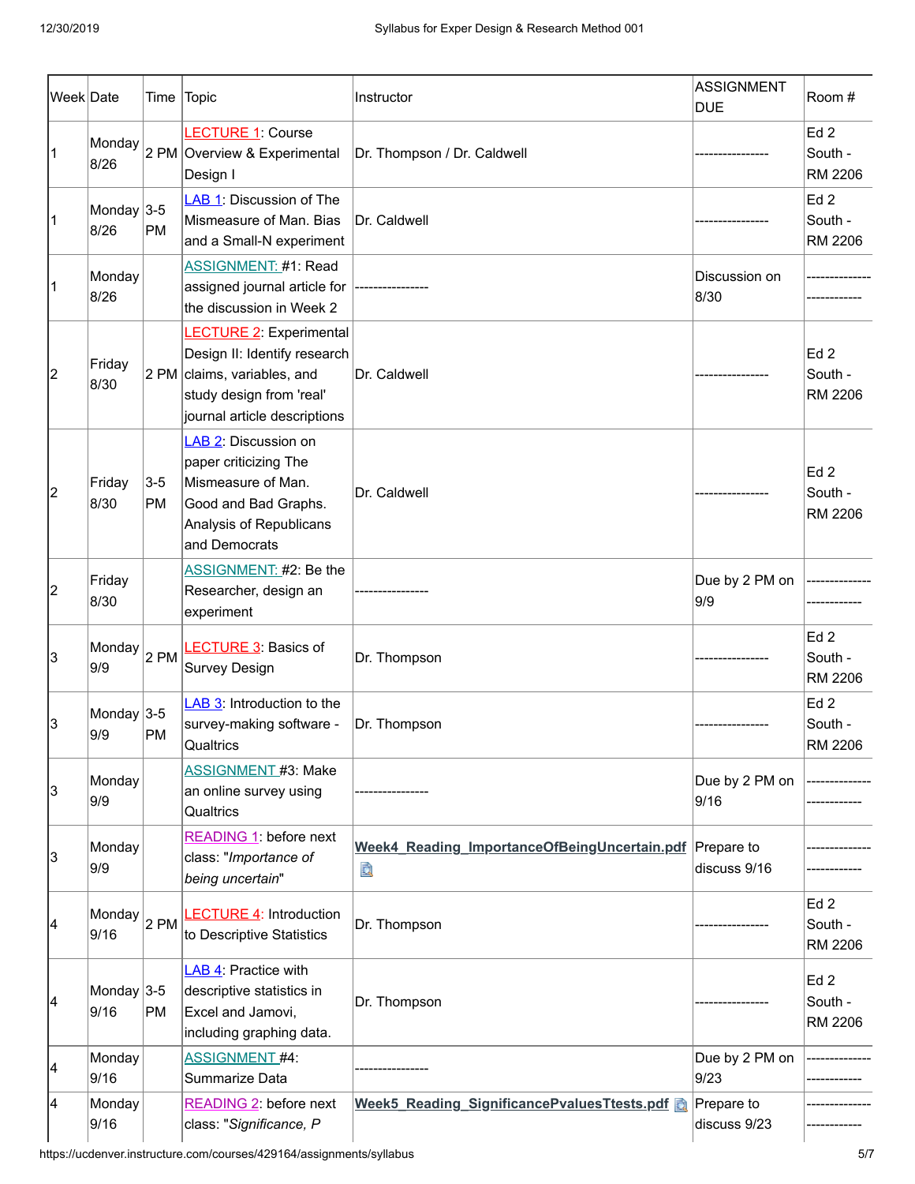| Week | Date | Time | Topic | Instructor | ASSIGNMENT DUE | Room # |
|---|---|---|---|---|---|---|
| 1 | Monday 8/26 | 2 PM | LECTURE 1: Course Overview & Experimental Design I | Dr. Thompson / Dr. Caldwell | ---------------- | Ed 2 South - RM 2206 |
| 1 | Monday 8/26 | 3-5 PM | LAB 1: Discussion of The Mismeasure of Man. Bias and a Small-N experiment | Dr. Caldwell | ---------------- | Ed 2 South - RM 2206 |
| 1 | Monday 8/26 | | ASSIGNMENT: #1: Read assigned journal article for the discussion in Week 2 | ---------------- | Discussion on 8/30 | -------------------------- |
| 2 | Friday 8/30 | 2 PM | LECTURE 2: Experimental Design II: Identify research claims, variables, and study design from 'real' journal article descriptions | Dr. Caldwell | ---------------- | Ed 2 South - RM 2206 |
| 2 | Friday 8/30 | 3-5 PM | LAB 2: Discussion on paper criticizing The Mismeasure of Man. Good and Bad Graphs. Analysis of Republicans and Democrats | Dr. Caldwell | ---------------- | Ed 2 South - RM 2206 |
| 2 | Friday 8/30 | | ASSIGNMENT: #2: Be the Researcher, design an experiment | ---------------- | Due by 2 PM on 9/9 | -------------------------- |
| 3 | Monday 9/9 | 2 PM | LECTURE 3: Basics of Survey Design | Dr. Thompson | ---------------- | Ed 2 South - RM 2206 |
| 3 | Monday 9/9 | 3-5 PM | LAB 3: Introduction to the survey-making software - Qualtrics | Dr. Thompson | ---------------- | Ed 2 South - RM 2206 |
| 3 | Monday 9/9 | | ASSIGNMENT #3: Make an online survey using Qualtrics | ---------------- | Due by 2 PM on 9/16 | -------------------------- |
| 3 | Monday 9/9 | | READING 1: before next class: "*Importance of being uncertain*" | **Week4_Reading_ImportanceOfBeingUncertain.pdf** | Prepare to discuss 9/16 | -------------------------- |
| 4 | Monday 9/16 | 2 PM | LECTURE 4: Introduction to Descriptive Statistics | Dr. Thompson | ---------------- | Ed 2 South - RM 2206 |
| 4 | Monday 9/16 | 3-5 PM | LAB 4: Practice with descriptive statistics in Excel and Jamovi, including graphing data. | Dr. Thompson | ---------------- | Ed 2 South - RM 2206 |
| 4 | Monday 9/16 | | ASSIGNMENT #4: Summarize Data | ---------------- | Due by 2 PM on 9/23 | -------------------------- |
| 4 | Monday 9/16 | | READING 2: before next class: "*Significance, P* | **Week5_Reading_SignificancePvaluesTtests.pdf** | Prepare to discuss 9/23 | -------------------------- |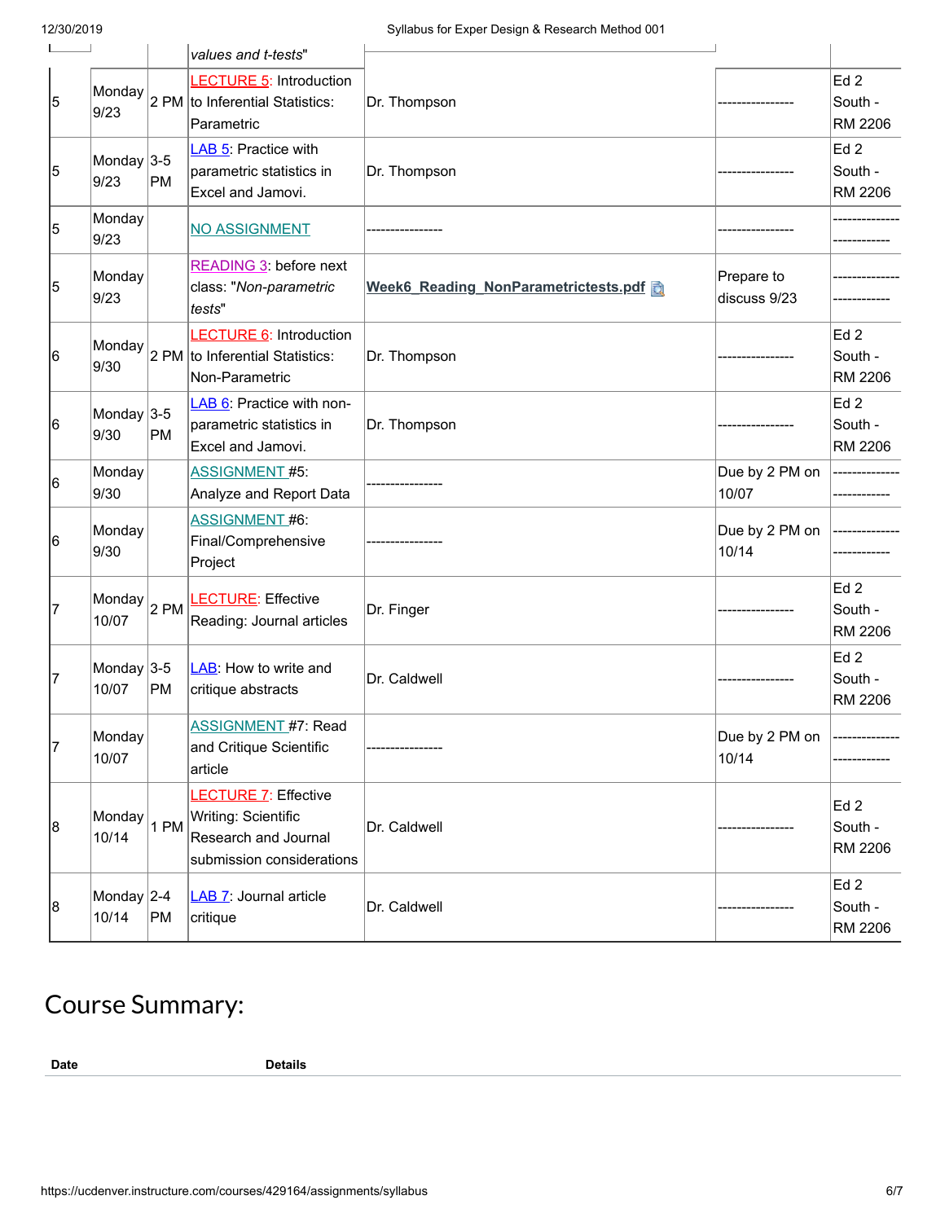| | | | values and t-tests" | | | |
|---|---|---|---|---|---|---|
| 5 | Monday 9/23 | 2 PM | LECTURE 5: Introduction to Inferential Statistics: Parametric | Dr. Thompson | ---------------- | Ed 2 South - RM 2206 |
| 5 | Monday 9/23 | 3-5 PM | LAB 5: Practice with parametric statistics in Excel and Jamovi. | Dr. Thompson | ---------------- | Ed 2 South - RM 2206 |
| 5 | Monday 9/23 | | NO ASSIGNMENT | ---------------- | ---------------- | -------------------------- |
| 5 | Monday 9/23 | | READING 3: before next class: "*Non-parametric tests*" | **Week6_Reading_NonParametrictests.pdf** | Prepare to discuss 9/23 | -------------------------- |
| 6 | Monday 9/30 | 2 PM | LECTURE 6: Introduction to Inferential Statistics: Non-Parametric | Dr. Thompson | ---------------- | Ed 2 South - RM 2206 |
| 6 | Monday 9/30 | 3-5 PM | LAB 6: Practice with non-parametric statistics in Excel and Jamovi. | Dr. Thompson | ---------------- | Ed 2 South - RM 2206 |
| 6 | Monday 9/30 | | ASSIGNMENT #5: Analyze and Report Data | ---------------- | Due by 2 PM on 10/07 | -------------------------- |
| 6 | Monday 9/30 | | ASSIGNMENT #6: Final/Comprehensive Project | ---------------- | Due by 2 PM on 10/14 | -------------------------- |
| 7 | Monday 10/07 | 2 PM | LECTURE: Effective Reading: Journal articles | Dr. Finger | ---------------- | Ed 2 South - RM 2206 |
| 7 | Monday 10/07 | 3-5 PM | LAB: How to write and critique abstracts | Dr. Caldwell | ---------------- | Ed 2 South - RM 2206 |
| 7 | Monday 10/07 | | ASSIGNMENT #7: Read and Critique Scientific article | ---------------- | Due by 2 PM on 10/14 | -------------------------- |
| 8 | Monday 10/14 | 1 PM | LECTURE 7: Effective Writing: Scientific Research and Journal submission considerations | Dr. Caldwell | ---------------- | Ed 2 South - RM 2206 |
| 8 | Monday 10/14 | 2-4 PM | LAB 7: Journal article critique | Dr. Caldwell | ---------------- | Ed 2 South - RM 2206 |

# Course Summary:

| Date | Details |
|---|---|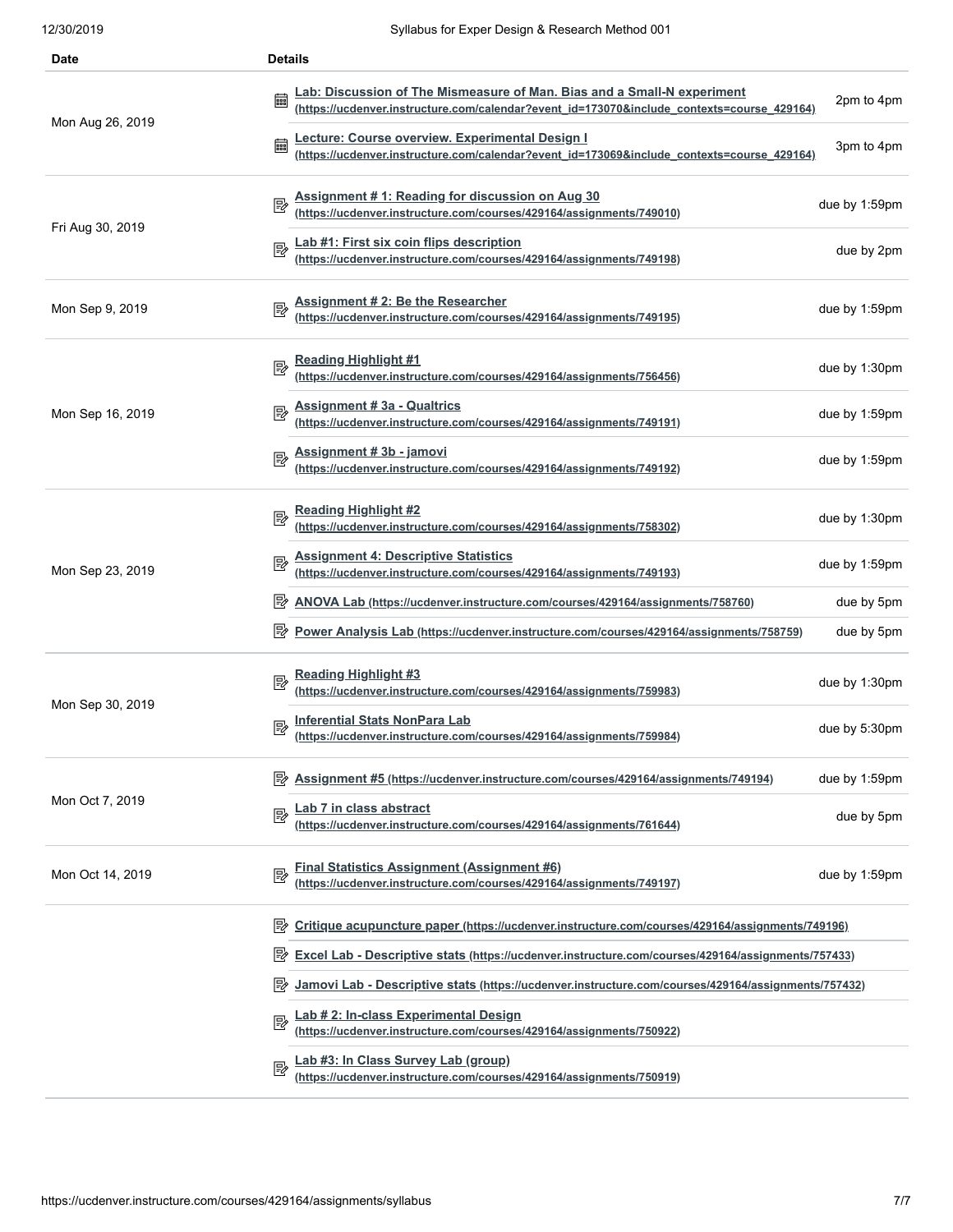| Date | Details | |
|---|---|---|
| Mon Aug 26, 2019 | **Lab: Discussion of The Mismeasure of Man. Bias and a Small-N experiment** (https://ucdenver.instructure.com/calendar?event_id=173070&include_contexts=course_429164) | 2pm to 4pm |
| | **Lecture: Course overview. Experimental Design I** (https://ucdenver.instructure.com/calendar?event_id=173069&include_contexts=course_429164) | 3pm to 4pm |
| Fri Aug 30, 2019 | **Assignment # 1: Reading for discussion on Aug 30** (https://ucdenver.instructure.com/courses/429164/assignments/749010) | due by 1:59pm |
| | **Lab #1: First six coin flips description** (https://ucdenver.instructure.com/courses/429164/assignments/749198) | due by 2pm |
| Mon Sep 9, 2019 | **Assignment # 2: Be the Researcher** (https://ucdenver.instructure.com/courses/429164/assignments/749195) | due by 1:59pm |
| Mon Sep 16, 2019 | **Reading Highlight #1** (https://ucdenver.instructure.com/courses/429164/assignments/756456) | due by 1:30pm |
| | **Assignment # 3a - Qualtrics** (https://ucdenver.instructure.com/courses/429164/assignments/749191) | due by 1:59pm |
| | **Assignment # 3b - jamovi** (https://ucdenver.instructure.com/courses/429164/assignments/749192) | due by 1:59pm |
| Mon Sep 23, 2019 | **Reading Highlight #2** (https://ucdenver.instructure.com/courses/429164/assignments/758302) | due by 1:30pm |
| | **Assignment 4: Descriptive Statistics** (https://ucdenver.instructure.com/courses/429164/assignments/749193) | due by 1:59pm |
| | **ANOVA Lab** (https://ucdenver.instructure.com/courses/429164/assignments/758760) | due by 5pm |
| | **Power Analysis Lab** (https://ucdenver.instructure.com/courses/429164/assignments/758759) | due by 5pm |
| Mon Sep 30, 2019 | **Reading Highlight #3** (https://ucdenver.instructure.com/courses/429164/assignments/759983) | due by 1:30pm |
| | **Inferential Stats NonPara Lab** (https://ucdenver.instructure.com/courses/429164/assignments/759984) | due by 5:30pm |
| Mon Oct 7, 2019 | **Assignment #5** (https://ucdenver.instructure.com/courses/429164/assignments/749194) | due by 1:59pm |
| | **Lab 7 in class abstract** (https://ucdenver.instructure.com/courses/429164/assignments/761644) | due by 5pm |
| Mon Oct 14, 2019 | **Final Statistics Assignment (Assignment #6)** (https://ucdenver.instructure.com/courses/429164/assignments/749197) | due by 1:59pm |
| | **Critique acupuncture paper** (https://ucdenver.instructure.com/courses/429164/assignments/749196) | |
| | **Excel Lab - Descriptive stats** (https://ucdenver.instructure.com/courses/429164/assignments/757433) | |
| | **Jamovi Lab - Descriptive stats** (https://ucdenver.instructure.com/courses/429164/assignments/757432) | |
| | **Lab # 2: In-class Experimental Design** (https://ucdenver.instructure.com/courses/429164/assignments/750922) | |
| | **Lab #3: In Class Survey Lab (group)** (https://ucdenver.instructure.com/courses/429164/assignments/750919) | |